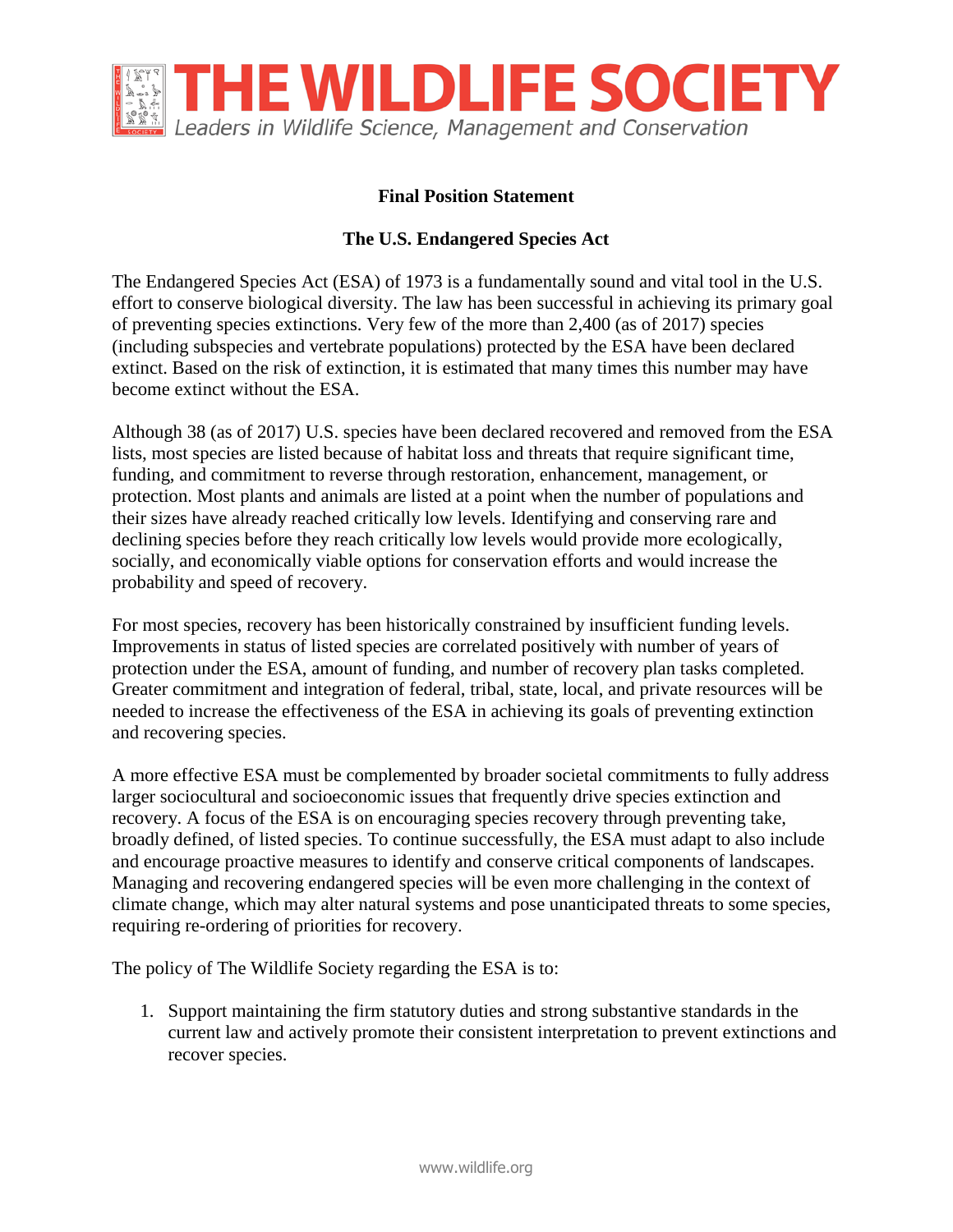# THE WILDLIFE SOCIETY

*Leaders in Wildlife Science, Management and Conservation*

**Final Position Statement**

**The U.S. Endangered Species Act**

The Endangered Species Act (ESA) of 1973 is a fundamentally sound and vital tool in the U.S. effort to conserve biological diversity. The law has been successful in achieving its primary goal of preventing species extinctions. Very few of the more than 2,400 (as of 2017) species (including subspecies and vertebrate populations) protected by the ESA have been declared extinct. Based on the risk of extinction, it is estimated that many times this number may have become extinct without the ESA.

Although 38 (as of 2017) U.S. species have been declared recovered and removed from the ESA lists, most species are listed because of habitat loss and threats that require significant time, funding, and commitment to reverse through restoration, enhancement, management, or protection. Most plants and animals are listed at a point when the number of populations and their sizes have already reached critically low levels. Identifying and conserving rare and declining species before they reach critically low levels would provide more ecologically, socially, and economically viable options for conservation efforts and would increase the probability and speed of recovery.

For most species, recovery has been historically constrained by insufficient funding levels. Improvements in status of listed species are correlated positively with number of years of protection under the ESA, amount of funding, and number of recovery plan tasks completed. Greater commitment and integration of federal, tribal, state, local, and private resources will be needed to increase the effectiveness of the ESA in achieving its goals of preventing extinction and recovering species.

A more effective ESA must be complemented by broader societal commitments to fully address larger sociocultural and socioeconomic issues that frequently drive species extinction and recovery. A focus of the ESA is on encouraging species recovery through preventing take, broadly defined, of listed species. To continue successfully, the ESA must adapt to also include and encourage proactive measures to identify and conserve critical components of landscapes. Managing and recovering endangered species will be even more challenging in the context of climate change, which may alter natural systems and pose unanticipated threats to some species, requiring re-ordering of priorities for recovery.

The policy of The Wildlife Society regarding the ESA is to:

1. Support maintaining the firm statutory duties and strong substantive standards in the current law and actively promote their consistent interpretation to prevent extinctions and recover species.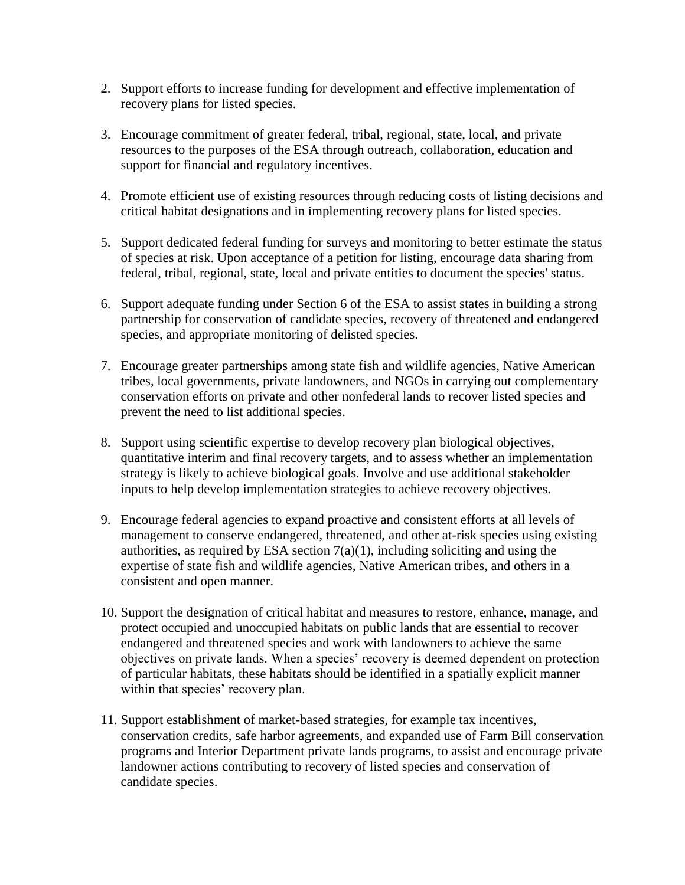2. Support efforts to increase funding for development and effective implementation of recovery plans for listed species.

3. Encourage commitment of greater federal, tribal, regional, state, local, and private resources to the purposes of the ESA through outreach, collaboration, education and support for financial and regulatory incentives.

4. Promote efficient use of existing resources through reducing costs of listing decisions and critical habitat designations and in implementing recovery plans for listed species.

5. Support dedicated federal funding for surveys and monitoring to better estimate the status of species at risk. Upon acceptance of a petition for listing, encourage data sharing from federal, tribal, regional, state, local and private entities to document the species' status.

6. Support adequate funding under Section 6 of the ESA to assist states in building a strong partnership for conservation of candidate species, recovery of threatened and endangered species, and appropriate monitoring of delisted species.

7. Encourage greater partnerships among state fish and wildlife agencies, Native American tribes, local governments, private landowners, and NGOs in carrying out complementary conservation efforts on private and other nonfederal lands to recover listed species and prevent the need to list additional species.

8. Support using scientific expertise to develop recovery plan biological objectives, quantitative interim and final recovery targets, and to assess whether an implementation strategy is likely to achieve biological goals. Involve and use additional stakeholder inputs to help develop implementation strategies to achieve recovery objectives.

9. Encourage federal agencies to expand proactive and consistent efforts at all levels of management to conserve endangered, threatened, and other at-risk species using existing authorities, as required by ESA section 7(a)(1), including soliciting and using the expertise of state fish and wildlife agencies, Native American tribes, and others in a consistent and open manner.

10. Support the designation of critical habitat and measures to restore, enhance, manage, and protect occupied and unoccupied habitats on public lands that are essential to recover endangered and threatened species and work with landowners to achieve the same objectives on private lands. When a species' recovery is deemed dependent on protection of particular habitats, these habitats should be identified in a spatially explicit manner within that species' recovery plan.

11. Support establishment of market-based strategies, for example tax incentives, conservation credits, safe harbor agreements, and expanded use of Farm Bill conservation programs and Interior Department private lands programs, to assist and encourage private landowner actions contributing to recovery of listed species and conservation of candidate species.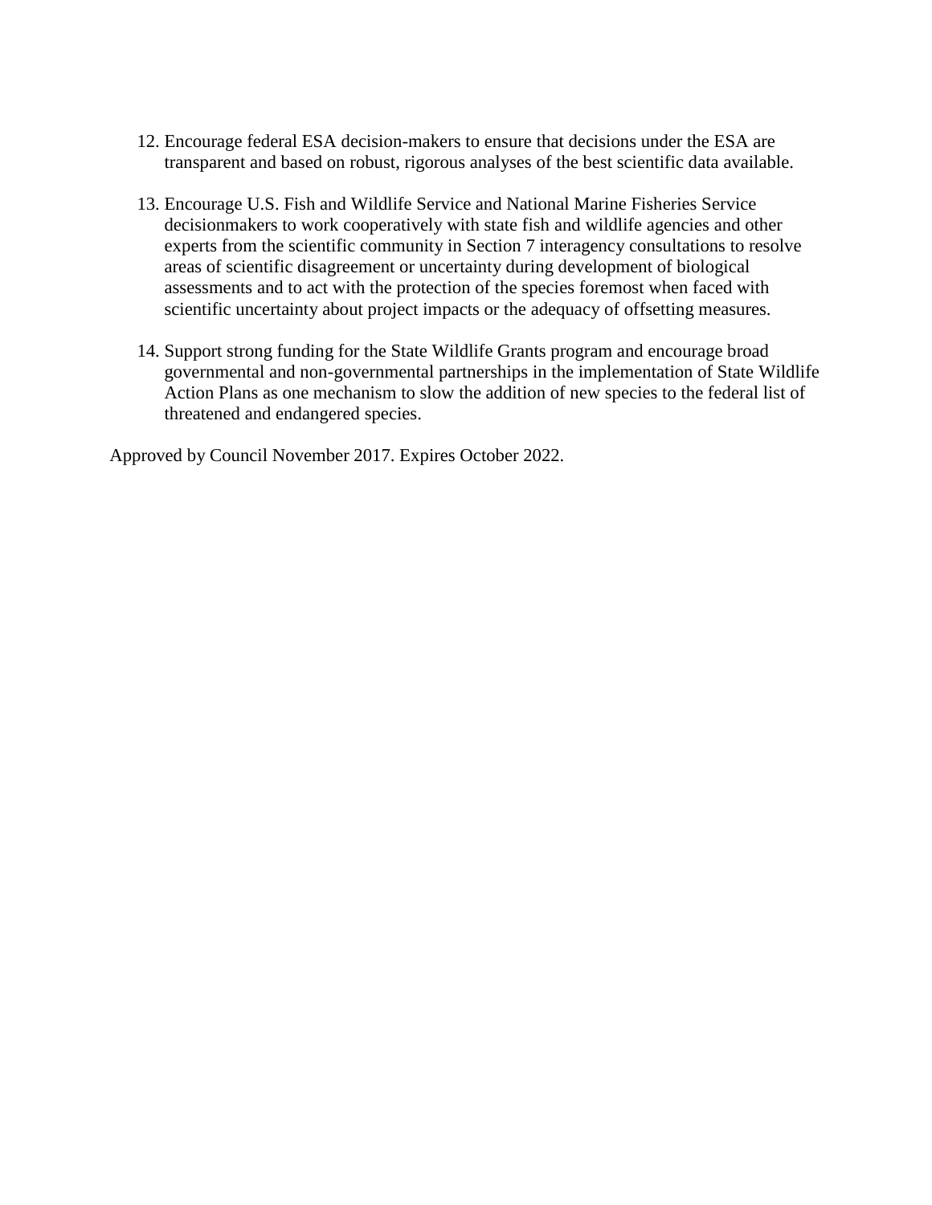12. Encourage federal ESA decision-makers to ensure that decisions under the ESA are transparent and based on robust, rigorous analyses of the best scientific data available.

13. Encourage U.S. Fish and Wildlife Service and National Marine Fisheries Service decisionmakers to work cooperatively with state fish and wildlife agencies and other experts from the scientific community in Section 7 interagency consultations to resolve areas of scientific disagreement or uncertainty during development of biological assessments and to act with the protection of the species foremost when faced with scientific uncertainty about project impacts or the adequacy of offsetting measures.

14. Support strong funding for the State Wildlife Grants program and encourage broad governmental and non-governmental partnerships in the implementation of State Wildlife Action Plans as one mechanism to slow the addition of new species to the federal list of threatened and endangered species.

Approved by Council November 2017. Expires October 2022.